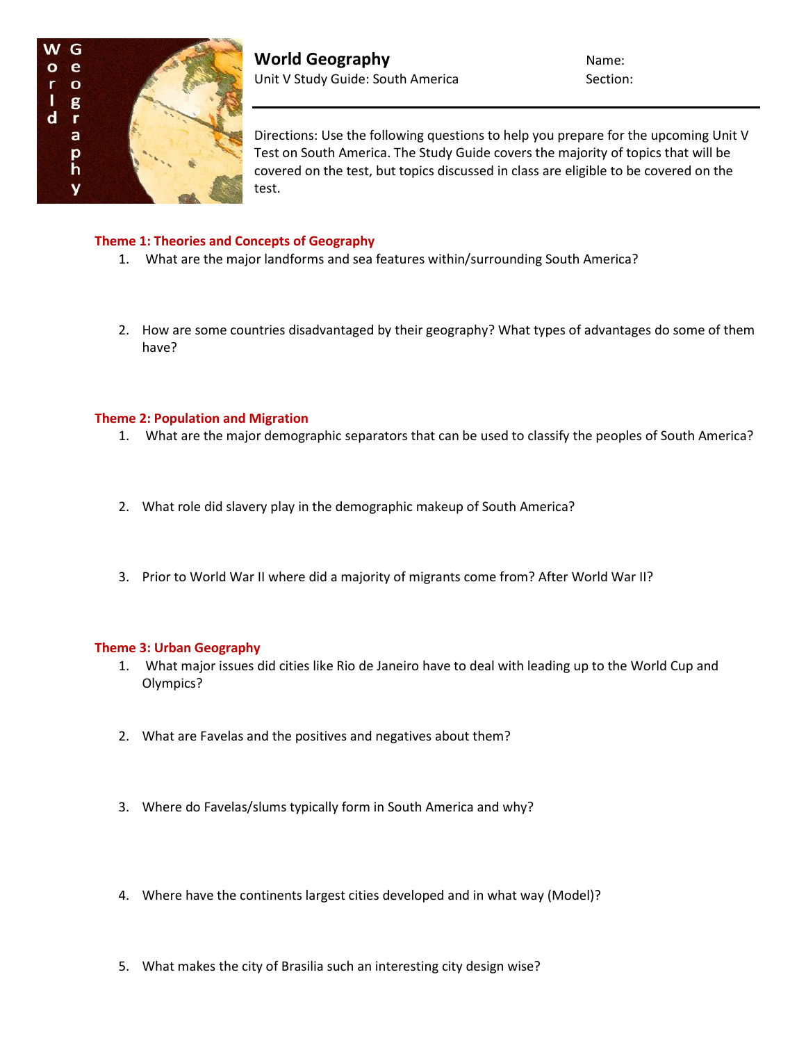# World Geography

Unit V Study Guide: South America

Name:

Section:

Directions: Use the following questions to help you prepare for the upcoming Unit V Test on South America. The Study Guide covers the majority of topics that will be covered on the test, but topics discussed in class are eligible to be covered on the test.

## Theme 1: Theories and Concepts of Geography

1. What are the major landforms and sea features within/surrounding South America?

2. How are some countries disadvantaged by their geography? What types of advantages do some of them have?

## Theme 2: Population and Migration

1. What are the major demographic separators that can be used to classify the peoples of South America?

2. What role did slavery play in the demographic makeup of South America?

3. Prior to World War II where did a majority of migrants come from? After World War II?

## Theme 3: Urban Geography

1. What major issues did cities like Rio de Janeiro have to deal with leading up to the World Cup and Olympics?

2. What are Favelas and the positives and negatives about them?

3. Where do Favelas/slums typically form in South America and why?

4. Where have the continents largest cities developed and in what way (Model)?

5. What makes the city of Brasilia such an interesting city design wise?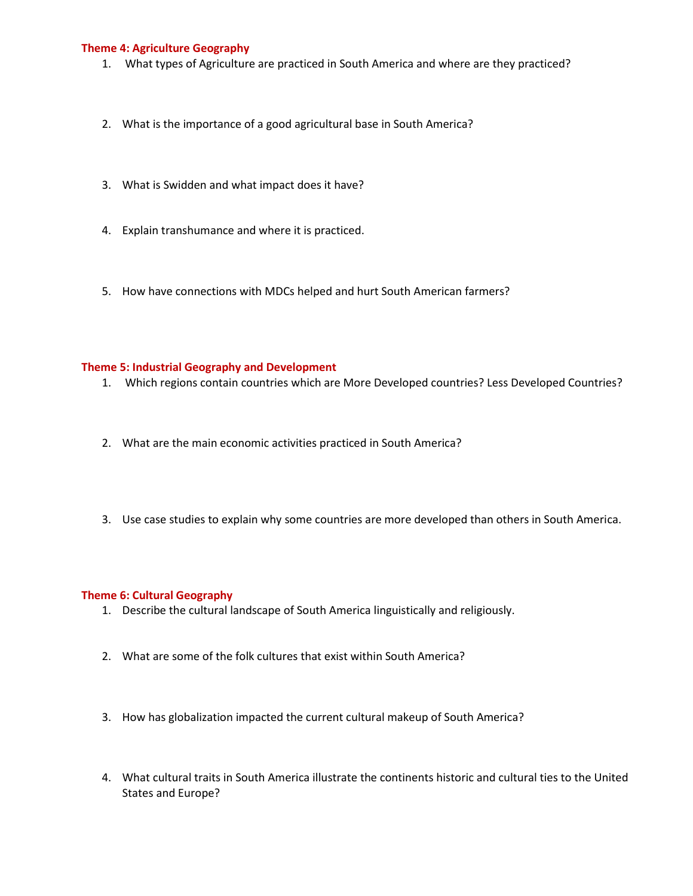### Theme 4: Agriculture Geography

1. What types of Agriculture are practiced in South America and where are they practiced?
2. What is the importance of a good agricultural base in South America?
3. What is Swidden and what impact does it have?
4. Explain transhumance and where it is practiced.
5. How have connections with MDCs helped and hurt South American farmers?

### Theme 5: Industrial Geography and Development

1. Which regions contain countries which are More Developed countries? Less Developed Countries?
2. What are the main economic activities practiced in South America?
3. Use case studies to explain why some countries are more developed than others in South America.

### Theme 6: Cultural Geography

1. Describe the cultural landscape of South America linguistically and religiously.
2. What are some of the folk cultures that exist within South America?
3. How has globalization impacted the current cultural makeup of South America?
4. What cultural traits in South America illustrate the continents historic and cultural ties to the United States and Europe?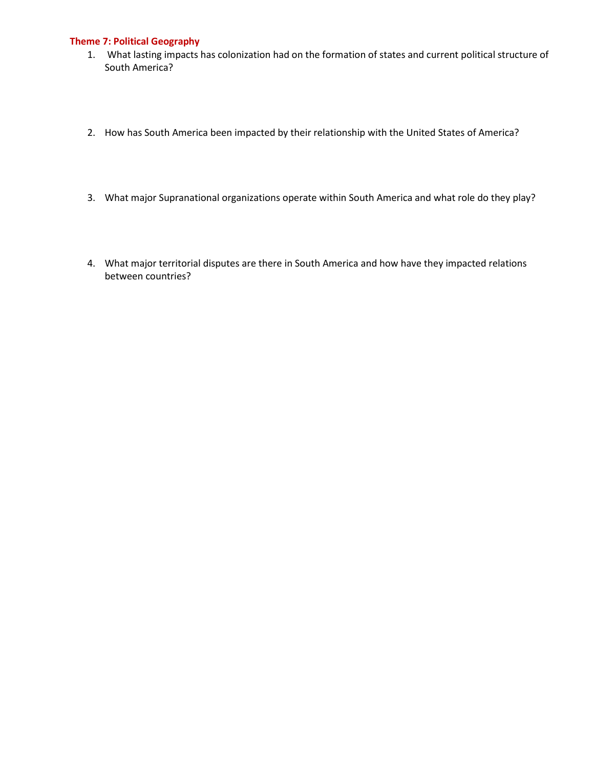## Theme 7: Political Geography

1. What lasting impacts has colonization had on the formation of states and current political structure of South America?

2. How has South America been impacted by their relationship with the United States of America?

3. What major Supranational organizations operate within South America and what role do they play?

4. What major territorial disputes are there in South America and how have they impacted relations between countries?